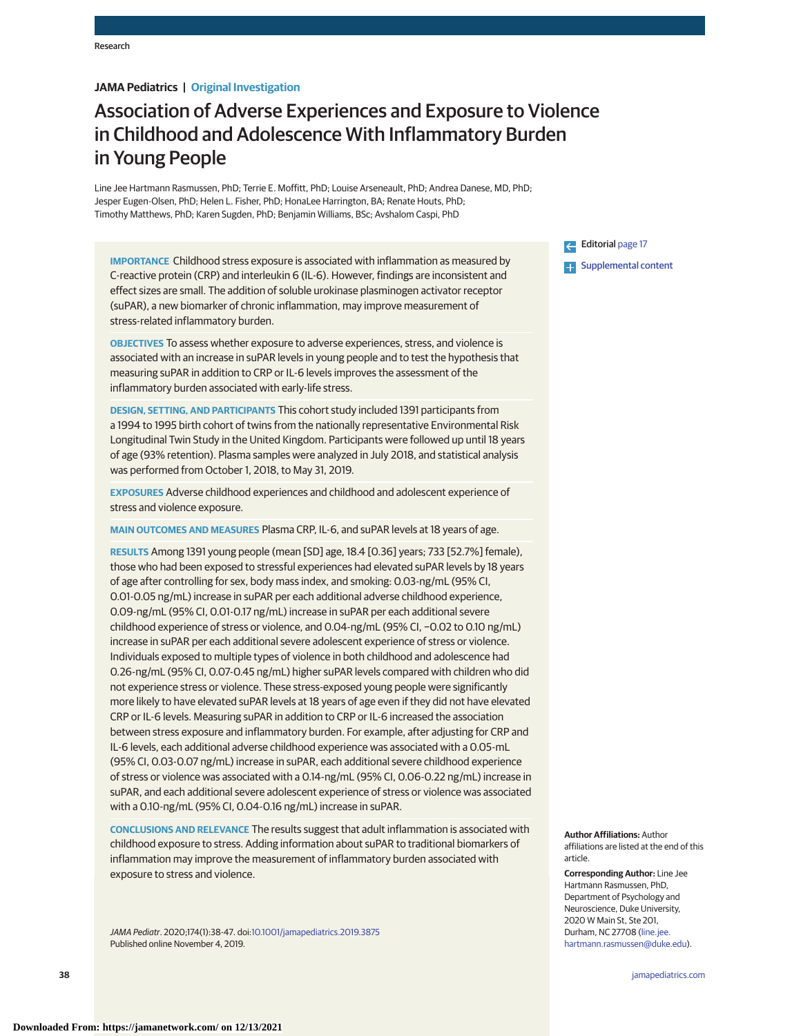JAMA Pediatrics | Original Investigation

# Association of Adverse Experiences and Exposure to Violence in Childhood and Adolescence With Inflammatory Burden in Young People

Line Jee Hartmann Rasmussen, PhD; Terrie E. Moffitt, PhD; Louise Arseneault, PhD; Andrea Danese, MD, PhD; Jesper Eugen-Olsen, PhD; Helen L. Fisher, PhD; HonaLee Harrington, BA; Renate Houts, PhD; Timothy Matthews, PhD; Karen Sugden, PhD; Benjamin Williams, BSc; Avshalom Caspi, PhD

**IMPORTANCE** Childhood stress exposure is associated with inflammation as measured by C-reactive protein (CRP) and interleukin 6 (IL-6). However, findings are inconsistent and effect sizes are small. The addition of soluble urokinase plasminogen activator receptor (suPAR), a new biomarker of chronic inflammation, may improve measurement of stress-related inflammatory burden.

**OBJECTIVES** To assess whether exposure to adverse experiences, stress, and violence is associated with an increase in suPAR levels in young people and to test the hypothesis that measuring suPAR in addition to CRP or IL-6 levels improves the assessment of the inflammatory burden associated with early-life stress.

**DESIGN, SETTING, AND PARTICIPANTS** This cohort study included 1391 participants from a 1994 to 1995 birth cohort of twins from the nationally representative Environmental Risk Longitudinal Twin Study in the United Kingdom. Participants were followed up until 18 years of age (93% retention). Plasma samples were analyzed in July 2018, and statistical analysis was performed from October 1, 2018, to May 31, 2019.

**EXPOSURES** Adverse childhood experiences and childhood and adolescent experience of stress and violence exposure.

**MAIN OUTCOMES AND MEASURES** Plasma CRP, IL-6, and suPAR levels at 18 years of age.

**RESULTS** Among 1391 young people (mean [SD] age, 18.4 [0.36] years; 733 [52.7%] female), those who had been exposed to stressful experiences had elevated suPAR levels by 18 years of age after controlling for sex, body mass index, and smoking: 0.03-ng/mL (95% CI, 0.01-0.05 ng/mL) increase in suPAR per each additional adverse childhood experience, 0.09-ng/mL (95% CI, 0.01-0.17 ng/mL) increase in suPAR per each additional severe childhood experience of stress or violence, and 0.04-ng/mL (95% CI, −0.02 to 0.10 ng/mL) increase in suPAR per each additional severe adolescent experience of stress or violence. Individuals exposed to multiple types of violence in both childhood and adolescence had 0.26-ng/mL (95% CI, 0.07-0.45 ng/mL) higher suPAR levels compared with children who did not experience stress or violence. These stress-exposed young people were significantly more likely to have elevated suPAR levels at 18 years of age even if they did not have elevated CRP or IL-6 levels. Measuring suPAR in addition to CRP or IL-6 increased the association between stress exposure and inflammatory burden. For example, after adjusting for CRP and IL-6 levels, each additional adverse childhood experience was associated with a 0.05-mL (95% CI, 0.03-0.07 ng/mL) increase in suPAR, each additional severe childhood experience of stress or violence was associated with a 0.14-ng/mL (95% CI, 0.06-0.22 ng/mL) increase in suPAR, and each additional severe adolescent experience of stress or violence was associated with a 0.10-ng/mL (95% CI, 0.04-0.16 ng/mL) increase in suPAR.

**CONCLUSIONS AND RELEVANCE** The results suggest that adult inflammation is associated with childhood exposure to stress. Adding information about suPAR to traditional biomarkers of inflammation may improve the measurement of inflammatory burden associated with exposure to stress and violence.

*JAMA Pediatr*. 2020;174(1):38-47. doi:10.1001/jamapediatrics.2019.3875
Published online November 4, 2019.

Editorial page 17

Supplemental content

**Author Affiliations:** Author affiliations are listed at the end of this article.

**Corresponding Author:** Line Jee Hartmann Rasmussen, PhD, Department of Psychology and Neuroscience, Duke University, 2020 W Main St, Ste 201, Durham, NC 27708 (line.jee.hartmann.rasmussen@duke.edu).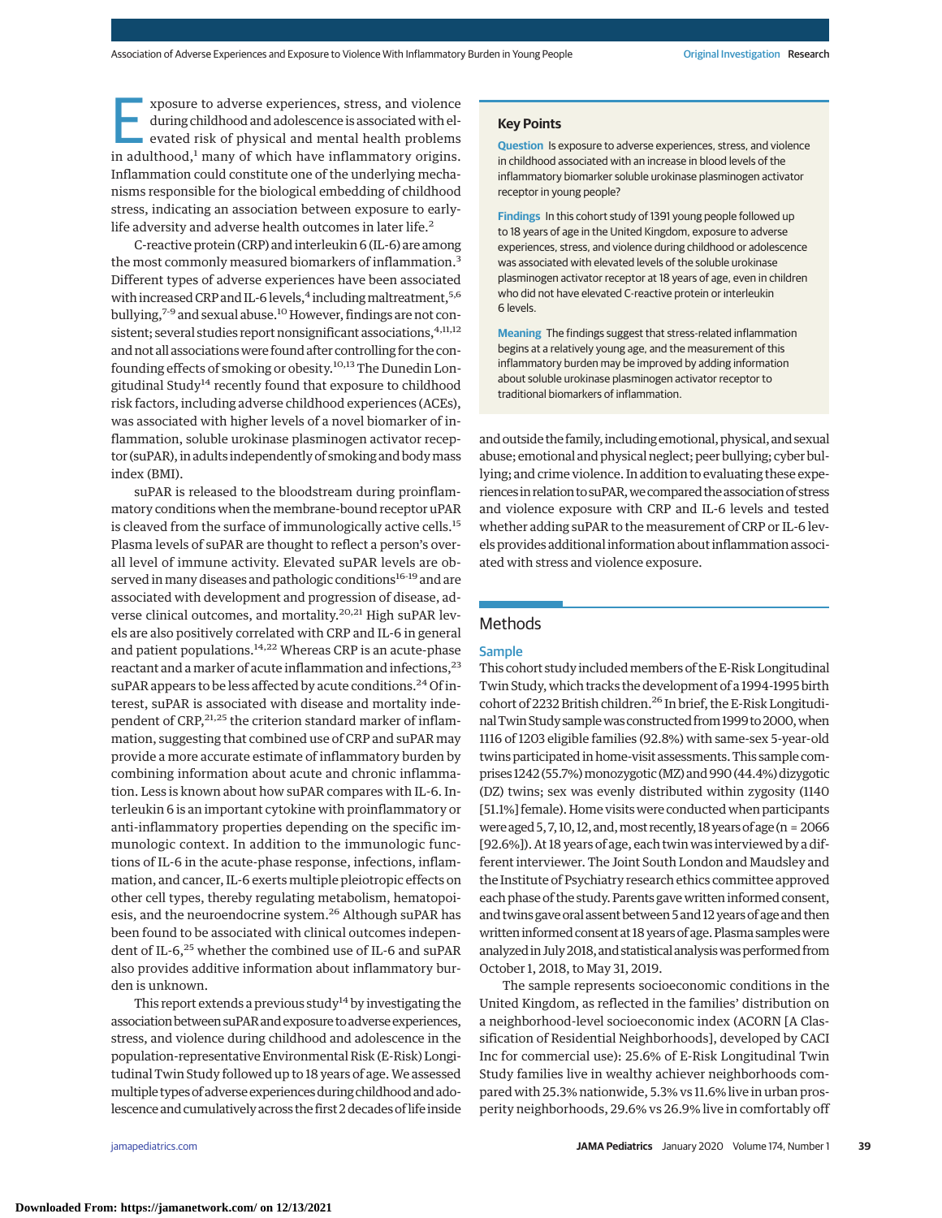Exposure to adverse experiences, stress, and violence during childhood and adolescence is associated with elevated risk of physical and mental health problems in adulthood,[1] many of which have inflammatory origins. Inflammation could constitute one of the underlying mechanisms responsible for the biological embedding of childhood stress, indicating an association between exposure to early-life adversity and adverse health outcomes in later life.[2]

C-reactive protein (CRP) and interleukin 6 (IL-6) are among the most commonly measured biomarkers of inflammation.[3] Different types of adverse experiences have been associated with increased CRP and IL-6 levels,[4] including maltreatment,[5,6] bullying,[7-9] and sexual abuse.[10] However, findings are not consistent; several studies report nonsignificant associations,[4,11,12] and not all associations were found after controlling for the confounding effects of smoking or obesity.[10,13] The Dunedin Longitudinal Study[14] recently found that exposure to childhood risk factors, including adverse childhood experiences (ACEs), was associated with higher levels of a novel biomarker of inflammation, soluble urokinase plasminogen activator receptor (suPAR), in adults independently of smoking and body mass index (BMI).

suPAR is released to the bloodstream during proinflammatory conditions when the membrane-bound receptor uPAR is cleaved from the surface of immunologically active cells.[15] Plasma levels of suPAR are thought to reflect a person's overall level of immune activity. Elevated suPAR levels are observed in many diseases and pathologic conditions[16-19] and are associated with development and progression of disease, adverse clinical outcomes, and mortality.[20,21] High suPAR levels are also positively correlated with CRP and IL-6 in general and patient populations.[14,22] Whereas CRP is an acute-phase reactant and a marker of acute inflammation and infections,[23] suPAR appears to be less affected by acute conditions.[24] Of interest, suPAR is associated with disease and mortality independent of CRP,[21,25] the criterion standard marker of inflammation, suggesting that combined use of CRP and suPAR may provide a more accurate estimate of inflammatory burden by combining information about acute and chronic inflammation. Less is known about how suPAR compares with IL-6. Interleukin 6 is an important cytokine with proinflammatory or anti-inflammatory properties depending on the specific immunologic context. In addition to the immunologic functions of IL-6 in the acute-phase response, infections, inflammation, and cancer, IL-6 exerts multiple pleiotropic effects on other cell types, thereby regulating metabolism, hematopoiesis, and the neuroendocrine system.[26] Although suPAR has been found to be associated with clinical outcomes independent of IL-6,[25] whether the combined use of IL-6 and suPAR also provides additive information about inflammatory burden is unknown.

This report extends a previous study[14] by investigating the association between suPAR and exposure to adverse experiences, stress, and violence during childhood and adolescence in the population-representative Environmental Risk (E-Risk) Longitudinal Twin Study followed up to 18 years of age. We assessed multiple types of adverse experiences during childhood and adolescence and cumulatively across the first 2 decades of life inside and outside the family, including emotional, physical, and sexual abuse; emotional and physical neglect; peer bullying; cyber bullying; and crime violence. In addition to evaluating these experiences in relation to suPAR, we compared the association of stress and violence exposure with CRP and IL-6 levels and tested whether adding suPAR to the measurement of CRP or IL-6 levels provides additional information about inflammation associated with stress and violence exposure.

> **Key Points**
>
> **Question** Is exposure to adverse experiences, stress, and violence in childhood associated with an increase in blood levels of the inflammatory biomarker soluble urokinase plasminogen activator receptor in young people?
>
> **Findings** In this cohort study of 1391 young people followed up to 18 years of age in the United Kingdom, exposure to adverse experiences, stress, and violence during childhood or adolescence was associated with elevated levels of the soluble urokinase plasminogen activator receptor at 18 years of age, even in children who did not have elevated C-reactive protein or interleukin 6 levels.
>
> **Meaning** The findings suggest that stress-related inflammation begins at a relatively young age, and the measurement of this inflammatory burden may be improved by adding information about soluble urokinase plasminogen activator receptor to traditional biomarkers of inflammation.

## Methods

### Sample

This cohort study included members of the E-Risk Longitudinal Twin Study, which tracks the development of a 1994-1995 birth cohort of 2232 British children.[26] In brief, the E-Risk Longitudinal Twin Study sample was constructed from 1999 to 2000, when 1116 of 1203 eligible families (92.8%) with same-sex 5-year-old twins participated in home-visit assessments. This sample comprises 1242 (55.7%) monozygotic (MZ) and 990 (44.4%) dizygotic (DZ) twins; sex was evenly distributed within zygosity (1140 [51.1%] female). Home visits were conducted when participants were aged 5, 7, 10, 12, and, most recently, 18 years of age (n = 2066 [92.6%]). At 18 years of age, each twin was interviewed by a different interviewer. The Joint South London and Maudsley and the Institute of Psychiatry research ethics committee approved each phase of the study. Parents gave written informed consent, and twins gave oral assent between 5 and 12 years of age and then written informed consent at 18 years of age. Plasma samples were analyzed in July 2018, and statistical analysis was performed from October 1, 2018, to May 31, 2019.

The sample represents socioeconomic conditions in the United Kingdom, as reflected in the families' distribution on a neighborhood-level socioeconomic index (ACORN [A Classification of Residential Neighborhoods], developed by CACI Inc for commercial use): 25.6% of E-Risk Longitudinal Twin Study families live in wealthy achiever neighborhoods compared with 25.3% nationwide, 5.3% vs 11.6% live in urban prosperity neighborhoods, 29.6% vs 26.9% live in comfortably off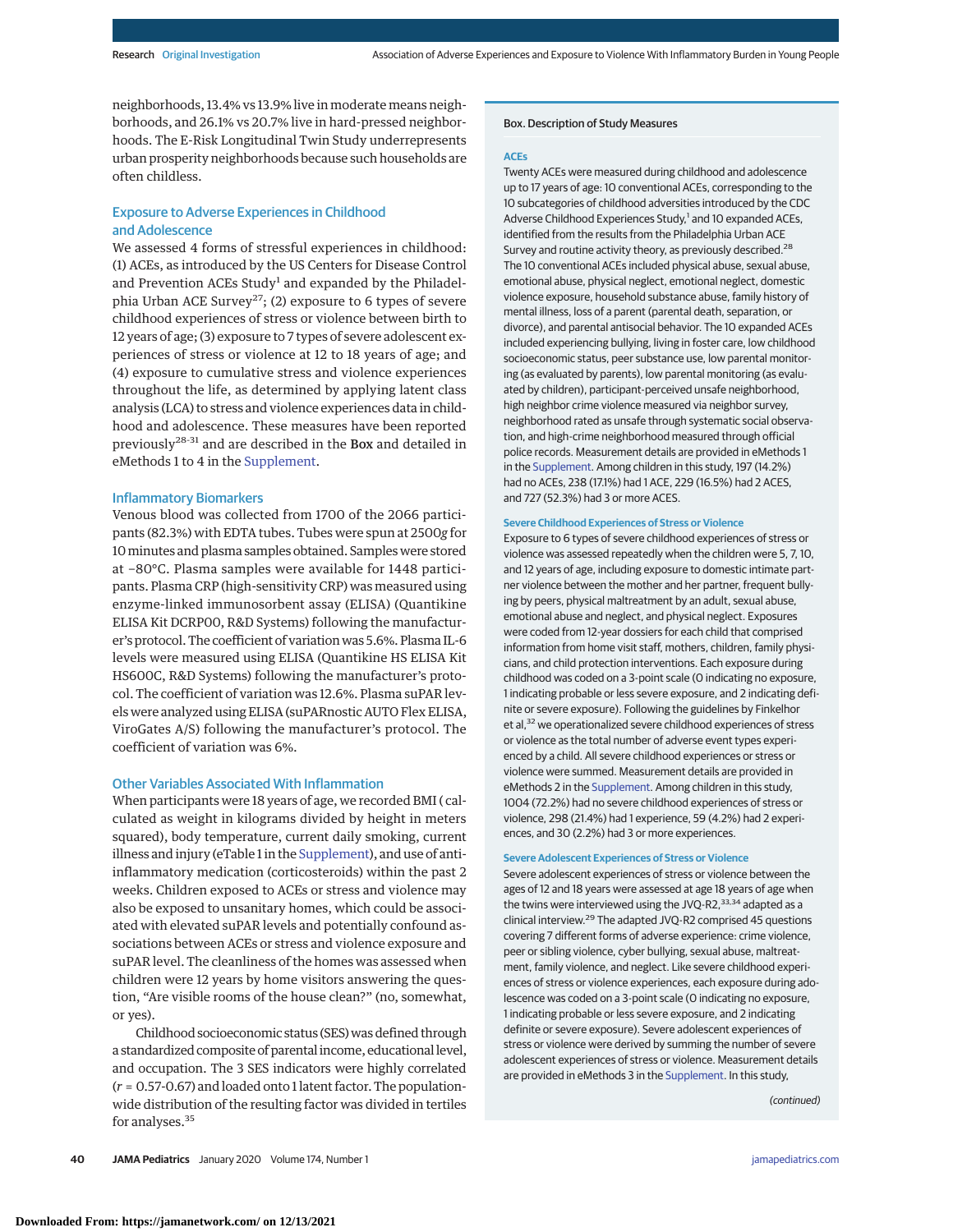neighborhoods, 13.4% vs 13.9% live in moderate means neighborhoods, and 26.1% vs 20.7% live in hard-pressed neighborhoods. The E-Risk Longitudinal Twin Study underrepresents urban prosperity neighborhoods because such households are often childless.

### Exposure to Adverse Experiences in Childhood and Adolescence

We assessed 4 forms of stressful experiences in childhood: (1) ACEs, as introduced by the US Centers for Disease Control and Prevention ACEs Study[1] and expanded by the Philadelphia Urban ACE Survey[27]; (2) exposure to 6 types of severe childhood experiences of stress or violence between birth to 12 years of age; (3) exposure to 7 types of severe adolescent experiences of stress or violence at 12 to 18 years of age; and (4) exposure to cumulative stress and violence experiences throughout the life, as determined by applying latent class analysis (LCA) to stress and violence experiences data in childhood and adolescence. These measures have been reported previously[28-31] and are described in the **Box** and detailed in eMethods 1 to 4 in the Supplement.

### Inflammatory Biomarkers

Venous blood was collected from 1700 of the 2066 participants (82.3%) with EDTA tubes. Tubes were spun at 2500*g* for 10 minutes and plasma samples obtained. Samples were stored at −80°C. Plasma samples were available for 1448 participants. Plasma CRP (high-sensitivity CRP) was measured using enzyme-linked immunosorbent assay (ELISA) (Quantikine ELISA Kit DCRP00, R&D Systems) following the manufacturer's protocol. The coefficient of variation was 5.6%. Plasma IL-6 levels were measured using ELISA (Quantikine HS ELISA Kit HS600C, R&D Systems) following the manufacturer's protocol. The coefficient of variation was 12.6%. Plasma suPAR levels were analyzed using ELISA (suPARnostic AUTO Flex ELISA, ViroGates A/S) following the manufacturer's protocol. The coefficient of variation was 6%.

### Other Variables Associated With Inflammation

When participants were 18 years of age, we recorded BMI (calculated as weight in kilograms divided by height in meters squared), body temperature, current daily smoking, current illness and injury (eTable 1 in the Supplement), and use of anti-inflammatory medication (corticosteroids) within the past 2 weeks. Children exposed to ACEs or stress and violence may also be exposed to unsanitary homes, which could be associated with elevated suPAR levels and potentially confound associations between ACEs or stress and violence exposure and suPAR level. The cleanliness of the homes was assessed when children were 12 years by home visitors answering the question, "Are visible rooms of the house clean?" (no, somewhat, or yes).

Childhood socioeconomic status (SES) was defined through a standardized composite of parental income, educational level, and occupation. The 3 SES indicators were highly correlated ($r$ = 0.57-0.67) and loaded onto 1 latent factor. The population-wide distribution of the resulting factor was divided in tertiles for analyses.[35]

---

**Box. Description of Study Measures**

**ACEs**

Twenty ACEs were measured during childhood and adolescence up to 17 years of age: 10 conventional ACEs, corresponding to the 10 subcategories of childhood adversities introduced by the CDC Adverse Childhood Experiences Study,[1] and 10 expanded ACEs, identified from the results from the Philadelphia Urban ACE Survey and routine activity theory, as previously described.[28] The 10 conventional ACEs included physical abuse, sexual abuse, emotional abuse, physical neglect, emotional neglect, domestic violence exposure, household substance abuse, family history of mental illness, loss of a parent (parental death, separation, or divorce), and parental antisocial behavior. The 10 expanded ACEs included experiencing bullying, living in foster care, low childhood socioeconomic status, peer substance use, low parental monitoring (as evaluated by parents), low parental monitoring (as evaluated by children), participant-perceived unsafe neighborhood, high neighbor crime violence measured via neighbor survey, neighborhood rated as unsafe through systematic social observation, and high-crime neighborhood measured through official police records. Measurement details are provided in eMethods 1 in the Supplement. Among children in this study, 197 (14.2%) had no ACEs, 238 (17.1%) had 1 ACE, 229 (16.5%) had 2 ACES, and 727 (52.3%) had 3 or more ACES.

**Severe Childhood Experiences of Stress or Violence**

Exposure to 6 types of severe childhood experiences of stress or violence was assessed repeatedly when the children were 5, 7, 10, and 12 years of age, including exposure to domestic intimate partner violence between the mother and her partner, frequent bullying by peers, physical maltreatment by an adult, sexual abuse, emotional abuse and neglect, and physical neglect. Exposures were coded from 12-year dossiers for each child that comprised information from home visit staff, mothers, children, family physicians, and child protection interventions. Each exposure during childhood was coded on a 3-point scale (0 indicating no exposure, 1 indicating probable or less severe exposure, and 2 indicating definite or severe exposure). Following the guidelines by Finkelhor et al,[32] we operationalized severe childhood experiences of stress or violence as the total number of adverse event types experienced by a child. All severe childhood experiences or stress or violence were summed. Measurement details are provided in eMethods 2 in the Supplement. Among children in this study, 1004 (72.2%) had no severe childhood experiences of stress or violence, 298 (21.4%) had 1 experience, 59 (4.2%) had 2 experiences, and 30 (2.2%) had 3 or more experiences.

**Severe Adolescent Experiences of Stress or Violence**

Severe adolescent experiences of stress or violence between the ages of 12 and 18 years were assessed at age 18 years of age when the twins were interviewed using the JVQ-R2,[33,34] adapted as a clinical interview.[29] The adapted JVQ-R2 comprised 45 questions covering 7 different forms of adverse experience: crime violence, peer or sibling violence, cyber bullying, sexual abuse, maltreatment, family violence, and neglect. Like severe childhood experiences of stress or violence experiences, each exposure during adolescence was coded on a 3-point scale (0 indicating no exposure, 1 indicating probable or less severe exposure, and 2 indicating definite or severe exposure). Severe adolescent experiences of stress or violence were derived by summing the number of severe adolescent experiences of stress or violence. Measurement details are provided in eMethods 3 in the Supplement. In this study,

*(continued)*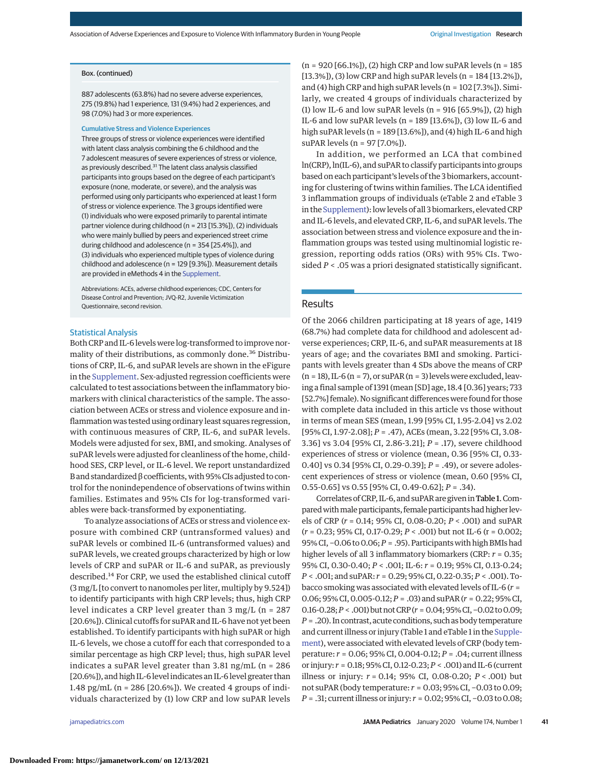Box. (continued)

887 adolescents (63.8%) had no severe adverse experiences, 275 (19.8%) had 1 experience, 131 (9.4%) had 2 experiences, and 98 (7.0%) had 3 or more experiences.

**Cumulative Stress and Violence Experiences**

Three groups of stress or violence experiences were identified with latent class analysis combining the 6 childhood and the 7 adolescent measures of severe experiences of stress or violence, as previously described.[31] The latent class analysis classified participants into groups based on the degree of each participant's exposure (none, moderate, or severe), and the analysis was performed using only participants who experienced at least 1 form of stress or violence experience. The 3 groups identified were (1) individuals who were exposed primarily to parental intimate partner violence during childhood (n = 213 [15.3%]), (2) individuals who were mainly bullied by peers and experienced street crime during childhood and adolescence (n = 354 [25.4%]), and (3) individuals who experienced multiple types of violence during childhood and adolescence (n = 129 [9.3%]). Measurement details are provided in eMethods 4 in the Supplement.

Abbreviations: ACEs, adverse childhood experiences; CDC, Centers for Disease Control and Prevention; JVQ-R2, Juvenile Victimization Questionnaire, second revision.

### Statistical Analysis

Both CRP and IL-6 levels were log-transformed to improve normality of their distributions, as commonly done.[36] Distributions of CRP, IL-6, and suPAR levels are shown in the eFigure in the Supplement. Sex-adjusted regression coefficients were calculated to test associations between the inflammatory biomarkers with clinical characteristics of the sample. The association between ACEs or stress and violence exposure and inflammation was tested using ordinary least squares regression, with continuous measures of CRP, IL-6, and suPAR levels. Models were adjusted for sex, BMI, and smoking. Analyses of suPAR levels were adjusted for cleanliness of the home, childhood SES, CRP level, or IL-6 level. We report unstandardized B and standardized β coefficients, with 95% CIs adjusted to control for the nonindependence of observations of twins within families. Estimates and 95% CIs for log-transformed variables were back-transformed by exponentiating.

To analyze associations of ACEs or stress and violence exposure with combined CRP (untransformed values) and suPAR levels or combined IL-6 (untransformed values) and suPAR levels, we created groups characterized by high or low levels of CRP and suPAR or IL-6 and suPAR, as previously described.[14] For CRP, we used the established clinical cutoff (3 mg/L [to convert to nanomoles per liter, multiply by 9.524]) to identify participants with high CRP levels; thus, high CRP level indicates a CRP level greater than 3 mg/L (n = 287 [20.6%]). Clinical cutoffs for suPAR and IL-6 have not yet been established. To identify participants with high suPAR or high IL-6 levels, we chose a cutoff for each that corresponded to a similar percentage as high CRP level; thus, high suPAR level indicates a suPAR level greater than 3.81 ng/mL (n = 286 [20.6%]), and high IL-6 level indicates an IL-6 level greater than 1.48 pg/mL (n = 286 [20.6%]). We created 4 groups of individuals characterized by (1) low CRP and low suPAR levels (n = 920 [66.1%]), (2) high CRP and low suPAR levels (n = 185 [13.3%]), (3) low CRP and high suPAR levels (n = 184 [13.2%]), and (4) high CRP and high suPAR levels (n = 102 [7.3%]). Similarly, we created 4 groups of individuals characterized by (1) low IL-6 and low suPAR levels (n = 916 [65.9%]), (2) high IL-6 and low suPAR levels (n = 189 [13.6%]), (3) low IL-6 and high suPAR levels (n = 189 [13.6%]), and (4) high IL-6 and high suPAR levels (n = 97 [7.0%]).

In addition, we performed an LCA that combined ln(CRP), ln(IL-6), and suPAR to classify participants into groups based on each participant's levels of the 3 biomarkers, accounting for clustering of twins within families. The LCA identified 3 inflammation groups of individuals (eTable 2 and eTable 3 in the Supplement): low levels of all 3 biomarkers, elevated CRP and IL-6 levels, and elevated CRP, IL-6, and suPAR levels. The association between stress and violence exposure and the inflammation groups was tested using multinomial logistic regression, reporting odds ratios (ORs) with 95% CIs. Two-sided $P < .05$ was a priori designated statistically significant.

## Results

Of the 2066 children participating at 18 years of age, 1419 (68.7%) had complete data for childhood and adolescent adverse experiences; CRP, IL-6, and suPAR measurements at 18 years of age; and the covariates BMI and smoking. Participants with levels greater than 4 SDs above the means of CRP (n = 18), IL-6 (n = 7), or suPAR (n = 3) levels were excluded, leaving a final sample of 1391 (mean [SD] age, 18.4 [0.36] years; 733 [52.7%] female). No significant differences were found for those with complete data included in this article vs those without in terms of mean SES (mean, 1.99 [95% CI, 1.95-2.04] vs 2.02 [95% CI, 1.97-2.08]; $P = .47$), ACEs (mean, 3.22 [95% CI, 3.08-3.36] vs 3.04 [95% CI, 2.86-3.21]; $P = .17$), severe childhood experiences of stress or violence (mean, 0.36 [95% CI, 0.33-0.40] vs 0.34 [95% CI, 0.29-0.39]; $P = .49$), or severe adolescent experiences of stress or violence (mean, 0.60 [95% CI, 0.55-0.65] vs 0.55 [95% CI, 0.49-0.62]; $P = .34$).

Correlates of CRP, IL-6, and suPAR are given in **Table 1**. Compared with male participants, female participants had higher levels of CRP ($r = 0.14$; 95% CI, 0.08-0.20; $P < .001$) and suPAR ($r = 0.23$; 95% CI, 0.17-0.29; $P < .001$) but not IL-6 ($r = 0.002$; 95% CI, −0.06 to 0.06; $P = .95$). Participants with high BMIs had higher levels of all 3 inflammatory biomarkers (CRP: $r = 0.35$; 95% CI, 0.30-0.40; $P < .001$; IL-6: $r = 0.19$; 95% CI, 0.13-0.24; $P < .001$; and suPAR: $r = 0.29$; 95% CI, 0.22-0.35; $P < .001$). Tobacco smoking was associated with elevated levels of IL-6 ($r = 0.06$; 95% CI, 0.005-0.12; $P = .03$) and suPAR ($r = 0.22$; 95% CI, 0.16-0.28; $P < .001$) but not CRP ($r = 0.04$; 95% CI, −0.02 to 0.09; $P = .20$). In contrast, acute conditions, such as body temperature and current illness or injury (Table 1 and eTable 1 in the Supplement), were associated with elevated levels of CRP (body temperature: $r = 0.06$; 95% CI, 0.004-0.12; $P = .04$; current illness or injury: $r = 0.18$; 95% CI, 0.12-0.23; $P < .001$) and IL-6 (current illness or injury: $r = 0.14$; 95% CI, 0.08-0.20; $P < .001$) but not suPAR (body temperature: $r = 0.03$; 95% CI, −0.03 to 0.09; $P = .31$; current illness or injury: $r = 0.02$; 95% CI, −0.03 to 0.08;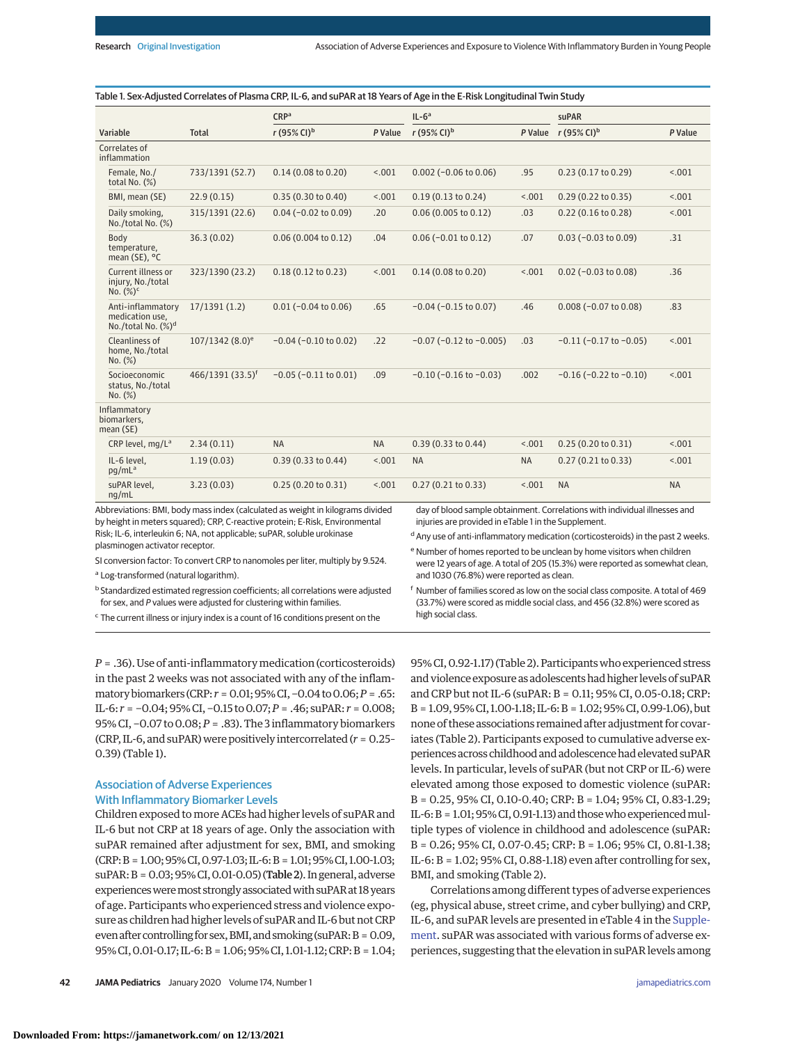Table 1. Sex-Adjusted Correlates of Plasma CRP, IL-6, and suPAR at 18 Years of Age in the E-Risk Longitudinal Twin Study

| Variable | Total | CRP[a] r (95% CI)[b] | CRP[a] P Value | IL-6[a] r (95% CI)[b] | IL-6[a] P Value | suPAR r (95% CI)[b] | suPAR P Value |
|---|---|---|---|---|---|---|---|
| Correlates of inflammation | | | | | | | |
| Female, No./total No. (%) | 733/1391 (52.7) | 0.14 (0.08 to 0.20) | <.001 | 0.002 (−0.06 to 0.06) | .95 | 0.23 (0.17 to 0.29) | <.001 |
| BMI, mean (SE) | 22.9 (0.15) | 0.35 (0.30 to 0.40) | <.001 | 0.19 (0.13 to 0.24) | <.001 | 0.29 (0.22 to 0.35) | <.001 |
| Daily smoking, No./total No. (%) | 315/1391 (22.6) | 0.04 (−0.02 to 0.09) | .20 | 0.06 (0.005 to 0.12) | .03 | 0.22 (0.16 to 0.28) | <.001 |
| Body temperature, mean (SE), °C | 36.3 (0.02) | 0.06 (0.004 to 0.12) | .04 | 0.06 (−0.01 to 0.12) | .07 | 0.03 (−0.03 to 0.09) | .31 |
| Current illness or injury, No./total No. (%)[c] | 323/1390 (23.2) | 0.18 (0.12 to 0.23) | <.001 | 0.14 (0.08 to 0.20) | <.001 | 0.02 (−0.03 to 0.08) | .36 |
| Anti-inflammatory medication use, No./total No. (%)[d] | 17/1391 (1.2) | 0.01 (−0.04 to 0.06) | .65 | −0.04 (−0.15 to 0.07) | .46 | 0.008 (−0.07 to 0.08) | .83 |
| Cleanliness of home, No./total No. (%) | 107/1342 (8.0)[e] | −0.04 (−0.10 to 0.02) | .22 | −0.07 (−0.12 to −0.005) | .03 | −0.11 (−0.17 to −0.05) | <.001 |
| Socioeconomic status, No./total No. (%) | 466/1391 (33.5)[f] | −0.05 (−0.11 to 0.01) | .09 | −0.10 (−0.16 to −0.03) | .002 | −0.16 (−0.22 to −0.10) | <.001 |
| Inflammatory biomarkers, mean (SE) | | | | | | | |
| CRP level, mg/L[a] | 2.34 (0.11) | NA | NA | 0.39 (0.33 to 0.44) | <.001 | 0.25 (0.20 to 0.31) | <.001 |
| IL-6 level, pg/mL[a] | 1.19 (0.03) | 0.39 (0.33 to 0.44) | <.001 | NA | NA | 0.27 (0.21 to 0.33) | <.001 |
| suPAR level, ng/mL | 3.23 (0.03) | 0.25 (0.20 to 0.31) | <.001 | 0.27 (0.21 to 0.33) | <.001 | NA | NA |

Abbreviations: BMI, body mass index (calculated as weight in kilograms divided by height in meters squared); CRP, C-reactive protein; E-Risk, Environmental Risk; IL-6, interleukin 6; NA, not applicable; suPAR, soluble urokinase plasminogen activator receptor.

SI conversion factor: To convert CRP to nanomoles per liter, multiply by 9.524.

[a] Log-transformed (natural logarithm).

[b] Standardized estimated regression coefficients; all correlations were adjusted for sex, and P values were adjusted for clustering within families.

[c] The current illness or injury index is a count of 16 conditions present on the day of blood sample obtainment. Correlations with individual illnesses and injuries are provided in eTable 1 in the Supplement.

[d] Any use of anti-inflammatory medication (corticosteroids) in the past 2 weeks.

[e] Number of homes reported to be unclean by home visitors when children were 12 years of age. A total of 205 (15.3%) were reported as somewhat clean, and 1030 (76.8%) were reported as clean.

[f] Number of families scored as low on the social class composite. A total of 469 (33.7%) were scored as middle social class, and 456 (32.8%) were scored as high social class.

$P = .36$). Use of anti-inflammatory medication (corticosteroids) in the past 2 weeks was not associated with any of the inflammatory biomarkers (CRP: $r = 0.01$; 95% CI, −0.04 to 0.06; $P = .65$: IL-6: $r = −0.04$; 95% CI, −0.15 to 0.07; $P = .46$; suPAR: $r = 0.008$; 95% CI, −0.07 to 0.08; $P = .83$). The 3 inflammatory biomarkers (CRP, IL-6, and suPAR) were positively intercorrelated ($r = 0.25$-0.39) (Table 1).

### Association of Adverse Experiences With Inflammatory Biomarker Levels

Children exposed to more ACEs had higher levels of suPAR and IL-6 but not CRP at 18 years of age. Only the association with suPAR remained after adjustment for sex, BMI, and smoking (CRP: B = 1.00; 95% CI, 0.97-1.03; IL-6: B = 1.01; 95% CI, 1.00-1.03; suPAR: B = 0.03; 95% CI, 0.01-0.05) (**Table 2**). In general, adverse experiences were most strongly associated with suPAR at 18 years of age. Participants who experienced stress and violence exposure as children had higher levels of suPAR and IL-6 but not CRP even after controlling for sex, BMI, and smoking (suPAR: B = 0.09, 95% CI, 0.01-0.17; IL-6: B = 1.06; 95% CI, 1.01-1.12; CRP: B = 1.04; 95% CI, 0.92-1.17) (Table 2). Participants who experienced stress and violence exposure as adolescents had higher levels of suPAR and CRP but not IL-6 (suPAR: B = 0.11; 95% CI, 0.05-0.18; CRP: B = 1.09, 95% CI, 1.00-1.18; IL-6: B = 1.02; 95% CI, 0.99-1.06), but none of these associations remained after adjustment for covariates (Table 2). Participants exposed to cumulative adverse experiences across childhood and adolescence had elevated suPAR levels. In particular, levels of suPAR (but not CRP or IL-6) were elevated among those exposed to domestic violence (suPAR: B = 0.25, 95% CI, 0.10-0.40; CRP: B = 1.04; 95% CI, 0.83-1.29; IL-6: B = 1.01; 95% CI, 0.91-1.13) and those who experienced multiple types of violence in childhood and adolescence (suPAR: B = 0.26; 95% CI, 0.07-0.45; CRP: B = 1.06; 95% CI, 0.81-1.38; IL-6: B = 1.02; 95% CI, 0.88-1.18) even after controlling for sex, BMI, and smoking (Table 2).

Correlations among different types of adverse experiences (eg, physical abuse, street crime, and cyber bullying) and CRP, IL-6, and suPAR levels are presented in eTable 4 in the Supplement. suPAR was associated with various forms of adverse experiences, suggesting that the elevation in suPAR levels among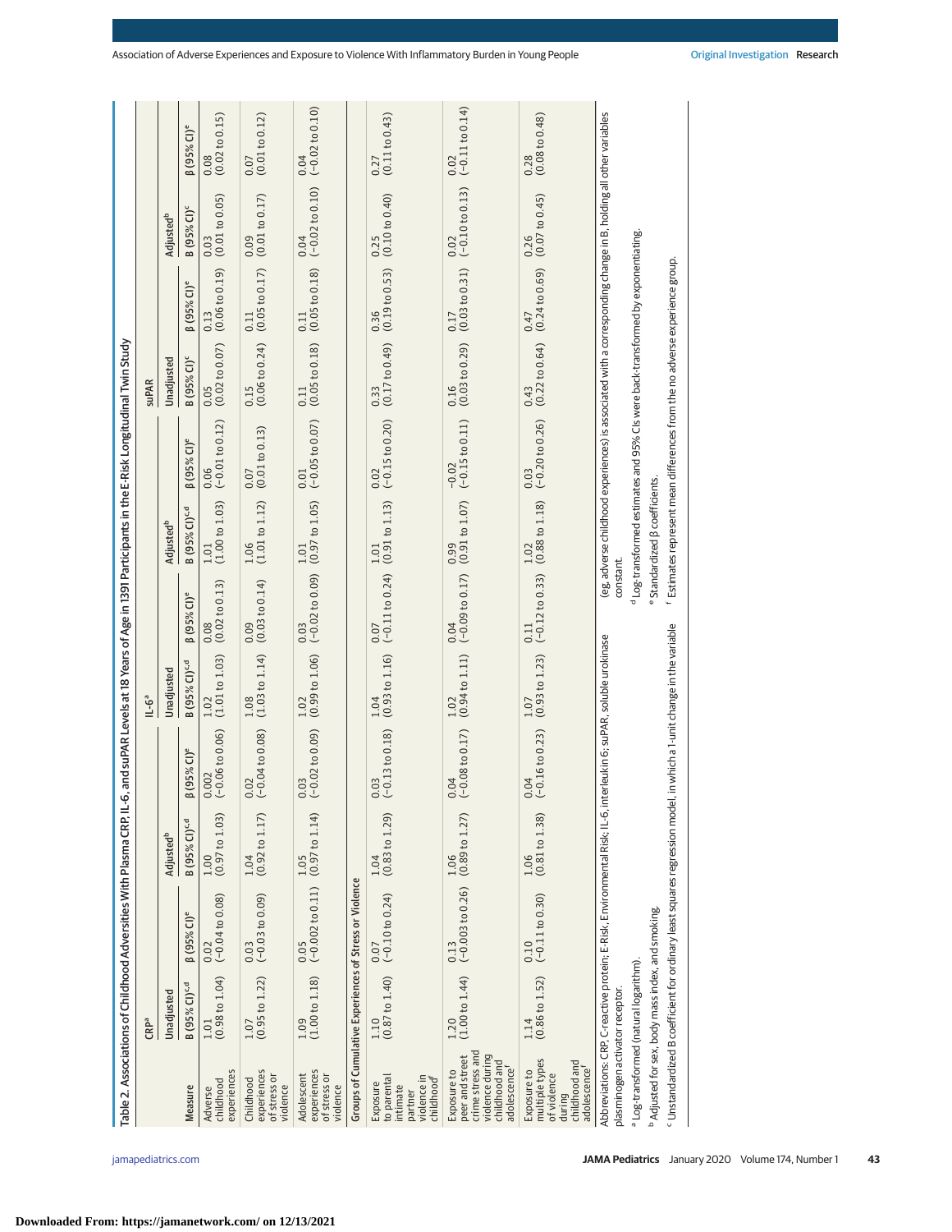Table 2. Associations of Childhood Adversities With Plasma CRP, IL-6, and suPAR Levels at 18 Years of Age in 1391 Participants in the E-Risk Longitudinal Twin Study

| Measure | CRP[a] | | | | IL-6[a] | | | | suPAR | | | |
|---|---|---|---|---|---|---|---|---|---|---|---|---|
| | Unadjusted | | Adjusted[b] | | Unadjusted | | Adjusted[b] | | Unadjusted | | Adjusted[b] | |
| | B (95% CI)[c,d] | β (95% CI)[e] | B (95% CI)[c,d] | β (95% CI)[e] | B (95% CI)[c,d] | β (95% CI)[e] | B (95% CI)[c,d] | β (95% CI)[e] | B (95% CI)[c] | β (95% CI)[e] | B (95% CI)[c] | β (95% CI)[e] |
| Adverse childhood experiences | 1.01 (0.98 to 1.04) | 0.02 (−0.04 to 0.08) | 1.00 (0.97 to 1.03) | 0.002 (−0.06 to 0.06) | 1.02 (1.01 to 1.03) | 0.08 (0.02 to 0.13) | 1.01 (1.00 to 1.03) | 0.06 (−0.01 to 0.12) | 0.05 (0.02 to 0.07) | 0.13 (0.06 to 0.19) | 0.03 (0.01 to 0.05) | 0.08 (0.02 to 0.15) |
| Childhood experiences of stress or violence | 1.07 (0.95 to 1.22) | 0.03 (−0.03 to 0.09) | 1.04 (0.92 to 1.17) | 0.02 (−0.04 to 0.08) | 1.08 (1.03 to 1.14) | 0.09 (0.03 to 0.14) | 1.06 (1.01 to 1.12) | 0.07 (0.01 to 0.13) | 0.15 (0.06 to 0.24) | 0.11 (0.05 to 0.17) | 0.09 (0.01 to 0.17) | 0.07 (0.01 to 0.12) |
| Adolescent experiences of stress or violence | 1.09 (1.00 to 1.18) | 0.05 (−0.002 to 0.11) | 1.05 (0.97 to 1.14) | 0.03 (−0.02 to 0.09) | 1.02 (0.99 to 1.06) | 0.03 (−0.02 to 0.09) | 1.01 (0.97 to 1.05) | 0.01 (−0.05 to 0.07) | 0.11 (0.05 to 0.18) | 0.11 (0.05 to 0.18) | 0.04 (−0.02 to 0.10) | 0.04 (−0.02 to 0.10) |
| **Groups of Cumulative Experiences of Stress or Violence** | | | | | | | | | | | | |
| Exposure to parental intimate partner violence in childhood[f] | 1.10 (0.87 to 1.40) | 0.07 (−0.10 to 0.24) | 1.04 (0.83 to 1.29) | 0.03 (−0.13 to 0.18) | 1.04 (0.93 to 1.16) | 0.07 (−0.11 to 0.24) | 1.01 (0.91 to 1.13) | 0.02 (−0.15 to 0.20) | 0.33 (0.17 to 0.49) | 0.36 (0.19 to 0.53) | 0.25 (0.10 to 0.40) | 0.27 (0.11 to 0.43) |
| Exposure to peer and street crime stress and violence during childhood and adolescence[f] | 1.20 (1.00 to 1.44) | 0.13 (−0.003 to 0.26) | 1.06 (0.89 to 1.27) | 0.04 (−0.08 to 0.17) | 1.02 (0.94 to 1.11) | 0.04 (−0.09 to 0.17) | 0.99 (0.91 to 1.07) | −0.02 (−0.15 to 0.11) | 0.16 (0.03 to 0.29) | 0.17 (0.03 to 0.31) | 0.02 (−0.10 to 0.13) | 0.02 (−0.11 to 0.14) |
| Exposure to multiple types of violence during childhood and adolescence[f] | 1.14 (0.86 to 1.52) | 0.10 (−0.11 to 0.30) | 1.06 (0.81 to 1.38) | 0.04 (−0.16 to 0.23) | 1.07 (0.93 to 1.23) | 0.11 (−0.12 to 0.33) | 1.02 (0.88 to 1.18) | 0.03 (−0.20 to 0.26) | 0.43 (0.22 to 0.64) | 0.47 (0.24 to 0.69) | 0.26 (0.07 to 0.45) | 0.28 (0.08 to 0.48) |

Abbreviations: CRP, C-reactive protein; E-Risk, Environmental Risk; IL-6, interleukin 6; suPAR, soluble urokinase plasminogen activator receptor.

[a] Log-transformed (natural logarithm).

[b] Adjusted for sex, body mass index, and smoking.

[c] Unstandardized B coefficient for ordinary least squares regression model, in which a 1-unit change in the variable (eg, adverse childhood experiences) is associated with a corresponding change in B, holding all other variables constant.

[d] Log-transformed estimates and 95% CIs were back-transformed by exponentiating.

[e] Standardized β coefficients.

[f] Estimates represent mean differences from the no adverse experience group.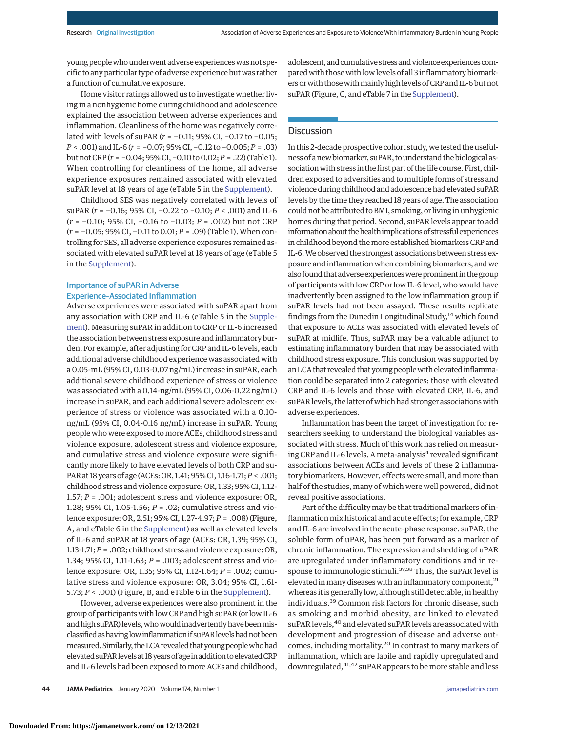young people who underwent adverse experiences was not specific to any particular type of adverse experience but was rather a function of cumulative exposure.

Home visitor ratings allowed us to investigate whether living in a nonhygienic home during childhood and adolescence explained the association between adverse experiences and inflammation. Cleanliness of the home was negatively correlated with levels of suPAR ($r = −0.11$; 95% CI, −0.17 to −0.05; $P < .001$) and IL-6 ($r = −0.07$; 95% CI, −0.12 to −0.005; $P = .03$) but not CRP ($r = −0.04$; 95% CI, −0.10 to 0.02; $P = .22$) (Table 1). When controlling for cleanliness of the home, all adverse experience exposures remained associated with elevated suPAR level at 18 years of age (eTable 5 in the Supplement).

Childhood SES was negatively correlated with levels of suPAR ($r = −0.16$; 95% CI, −0.22 to −0.10; $P < .001$) and IL-6 ($r = −0.10$; 95% CI, −0.16 to −0.03; $P = .002$) but not CRP ($r = −0.05$; 95% CI, −0.11 to 0.01; $P = .09$) (Table 1). When controlling for SES, all adverse experience exposures remained associated with elevated suPAR level at 18 years of age (eTable 5 in the Supplement).

### Importance of suPAR in Adverse Experience–Associated Inflammation

Adverse experiences were associated with suPAR apart from any association with CRP and IL-6 (eTable 5 in the Supplement). Measuring suPAR in addition to CRP or IL-6 increased the association between stress exposure and inflammatory burden. For example, after adjusting for CRP and IL-6 levels, each additional adverse childhood experience was associated with a 0.05-mL (95% CI, 0.03-0.07 ng/mL) increase in suPAR, each additional severe childhood experience of stress or violence was associated with a 0.14-ng/mL (95% CI, 0.06-0.22 ng/mL) increase in suPAR, and each additional severe adolescent experience of stress or violence was associated with a 0.10-ng/mL (95% CI, 0.04-0.16 ng/mL) increase in suPAR. Young people who were exposed to more ACEs, childhood stress and violence exposure, adolescent stress and violence exposure, and cumulative stress and violence exposure were significantly more likely to have elevated levels of both CRP and suPAR at 18 years of age (ACEs: OR, 1.41; 95% CI, 1.16-1.71; $P < .001$; childhood stress and violence exposure: OR, 1.33; 95% CI, 1.12-1.57; $P = .001$; adolescent stress and violence exposure: OR, 1.28; 95% CI, 1.05-1.56; $P = .02$; cumulative stress and violence exposure: OR, 2.51; 95% CI, 1.27-4.97; $P = .008$) (**Figure**, A, and eTable 6 in the Supplement) as well as elevated levels of IL-6 and suPAR at 18 years of age (ACEs: OR, 1.39; 95% CI, 1.13-1.71; $P = .002$; childhood stress and violence exposure: OR, 1.34; 95% CI, 1.11-1.63; $P = .003$; adolescent stress and violence exposure: OR, 1.35; 95% CI, 1.12-1.64; $P = .002$; cumulative stress and violence exposure: OR, 3.04; 95% CI, 1.61-5.73; $P < .001$) (Figure, B, and eTable 6 in the Supplement).

However, adverse experiences were also prominent in the group of participants with low CRP and high suPAR (or low IL-6 and high suPAR) levels, who would inadvertently have been misclassified as having low inflammation if suPAR levels had not been measured. Similarly, the LCA revealed that young people who had elevated suPAR levels at 18 years of age in addition to elevated CRP and IL-6 levels had been exposed to more ACEs and childhood, adolescent, and cumulative stress and violence experiences compared with those with low levels of all 3 inflammatory biomarkers or with those with mainly high levels of CRP and IL-6 but not suPAR (Figure, C, and eTable 7 in the Supplement).

## Discussion

In this 2-decade prospective cohort study, we tested the usefulness of a new biomarker, suPAR, to understand the biological association with stress in the first part of the life course. First, children exposed to adversities and to multiple forms of stress and violence during childhood and adolescence had elevated suPAR levels by the time they reached 18 years of age. The association could not be attributed to BMI, smoking, or living in unhygienic homes during that period. Second, suPAR levels appear to add information about the health implications of stressful experiences in childhood beyond the more established biomarkers CRP and IL-6. We observed the strongest associations between stress exposure and inflammation when combining biomarkers, and we also found that adverse experiences were prominent in the group of participants with low CRP or low IL-6 level, who would have inadvertently been assigned to the low inflammation group if suPAR levels had not been assayed. These results replicate findings from the Dunedin Longitudinal Study,[14] which found that exposure to ACEs was associated with elevated levels of suPAR at midlife. Thus, suPAR may be a valuable adjunct to estimating inflammatory burden that may be associated with childhood stress exposure. This conclusion was supported by an LCA that revealed that young people with elevated inflammation could be separated into 2 categories: those with elevated CRP and IL-6 levels and those with elevated CRP, IL-6, and suPAR levels, the latter of which had stronger associations with adverse experiences.

Inflammation has been the target of investigation for researchers seeking to understand the biological variables associated with stress. Much of this work has relied on measuring CRP and IL-6 levels. A meta-analysis[4] revealed significant associations between ACEs and levels of these 2 inflammatory biomarkers. However, effects were small, and more than half of the studies, many of which were well powered, did not reveal positive associations.

Part of the difficulty may be that traditional markers of inflammation mix historical and acute effects; for example, CRP and IL-6 are involved in the acute-phase response. suPAR, the soluble form of uPAR, has been put forward as a marker of chronic inflammation. The expression and shedding of uPAR are upregulated under inflammatory conditions and in response to immunologic stimuli.[37,38] Thus, the suPAR level is elevated in many diseases with an inflammatory component,[21] whereas it is generally low, although still detectable, in healthy individuals.[39] Common risk factors for chronic disease, such as smoking and morbid obesity, are linked to elevated suPAR levels,[40] and elevated suPAR levels are associated with development and progression of disease and adverse outcomes, including mortality.[20] In contrast to many markers of inflammation, which are labile and rapidly upregulated and downregulated,[41,42] suPAR appears to be more stable and less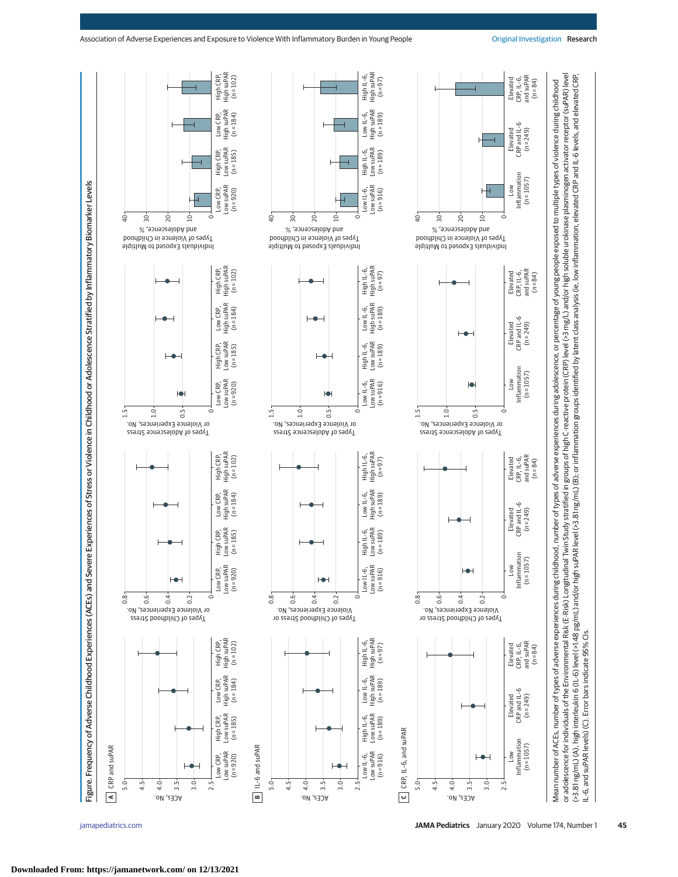Figure. Frequency of Adverse Childhood Experiences (ACEs) and Severe Experiences of Stress or Violence in Childhood or Adolescence Stratified by Inflammatory Biomarker Levels

Mean number of ACEs, number of types of adverse experiences during childhood, number of types of adverse experiences during adolescence, or percentage of young people exposed to multiple types of violence during childhood or adolescence for individuals of the Environmental Risk (E-Risk) Longitudinal Twin Study stratified in groups of high C-reactive protein (CRP) level (>3 mg/L) and/or high soluble urokinase plasminogen activator receptor (suPAR) level (>3.81 ng/mL) (A), high interleukin 6 (IL-6) level (>1.48 pg/mL) and/or high suPAR level (>3.81 ng/mL) (B); or inflammation groups identified by latent class analysis (ie, low inflammation, elevated CRP and IL-6 levels, and elevated CRP, IL-6, and suPAR levels) (C). Error bars indicate 95% CIs.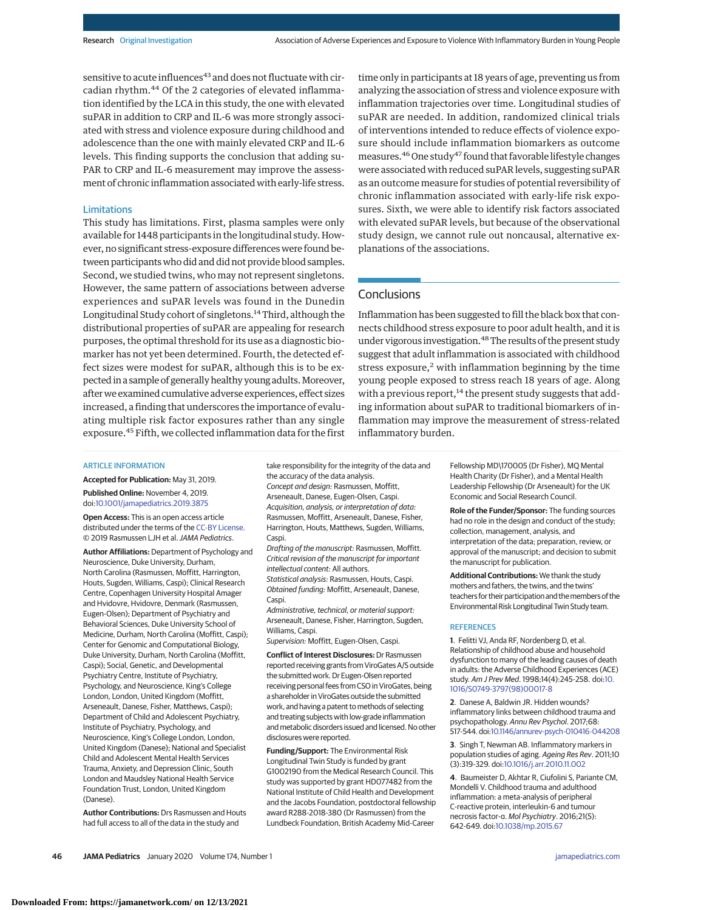sensitive to acute influences[43] and does not fluctuate with circadian rhythm.[44] Of the 2 categories of elevated inflammation identified by the LCA in this study, the one with elevated suPAR in addition to CRP and IL-6 was more strongly associated with stress and violence exposure during childhood and adolescence than the one with mainly elevated CRP and IL-6 levels. This finding supports the conclusion that adding suPAR to CRP and IL-6 measurement may improve the assessment of chronic inflammation associated with early-life stress.

### Limitations

This study has limitations. First, plasma samples were only available for 1448 participants in the longitudinal study. However, no significant stress-exposure differences were found between participants who did and did not provide blood samples. Second, we studied twins, who may not represent singletons. However, the same pattern of associations between adverse experiences and suPAR levels was found in the Dunedin Longitudinal Study cohort of singletons.[14] Third, although the distributional properties of suPAR are appealing for research purposes, the optimal threshold for its use as a diagnostic biomarker has not yet been determined. Fourth, the detected effect sizes were modest for suPAR, although this is to be expected in a sample of generally healthy young adults. Moreover, after we examined cumulative adverse experiences, effect sizes increased, a finding that underscores the importance of evaluating multiple risk factor exposures rather than any single exposure.[45] Fifth, we collected inflammation data for the first time only in participants at 18 years of age, preventing us from analyzing the association of stress and violence exposure with inflammation trajectories over time. Longitudinal studies of suPAR are needed. In addition, randomized clinical trials of interventions intended to reduce effects of violence exposure should include inflammation biomarkers as outcome measures.[46] One study[47] found that favorable lifestyle changes were associated with reduced suPAR levels, suggesting suPAR as an outcome measure for studies of potential reversibility of chronic inflammation associated with early-life risk exposures. Sixth, we were able to identify risk factors associated with elevated suPAR levels, but because of the observational study design, we cannot rule out noncausal, alternative explanations of the associations.

## Conclusions

Inflammation has been suggested to fill the black box that connects childhood stress exposure to poor adult health, and it is under vigorous investigation.[48] The results of the present study suggest that adult inflammation is associated with childhood stress exposure,[2] with inflammation beginning by the time young people exposed to stress reach 18 years of age. Along with a previous report,[14] the present study suggests that adding information about suPAR to traditional biomarkers of inflammation may improve the measurement of stress-related inflammatory burden.

ARTICLE INFORMATION

**Accepted for Publication:** May 31, 2019.

**Published Online:** November 4, 2019. doi:10.1001/jamapediatrics.2019.3875

**Open Access:** This is an open access article distributed under the terms of the CC-BY License. © 2019 Rasmussen LJH et al. *JAMA Pediatrics*.

**Author Affiliations:** Department of Psychology and Neuroscience, Duke University, Durham, North Carolina (Rasmussen, Moffitt, Harrington, Houts, Sugden, Williams, Caspi); Clinical Research Centre, Copenhagen University Hospital Amager and Hvidovre, Hvidovre, Denmark (Rasmussen, Eugen-Olsen); Department of Psychiatry and Behavioral Sciences, Duke University School of Medicine, Durham, North Carolina (Moffitt, Caspi); Center for Genomic and Computational Biology, Duke University, Durham, North Carolina (Moffitt, Caspi); Social, Genetic, and Developmental Psychiatry Centre, Institute of Psychiatry, Psychology, and Neuroscience, King's College London, London, United Kingdom (Moffitt, Arseneault, Danese, Fisher, Matthews, Caspi); Department of Child and Adolescent Psychiatry, Institute of Psychiatry, Psychology, and Neuroscience, King's College London, London, United Kingdom (Danese); National and Specialist Child and Adolescent Mental Health Services Trauma, Anxiety, and Depression Clinic, South London and Maudsley National Health Service Foundation Trust, London, United Kingdom (Danese).

**Author Contributions:** Drs Rasmussen and Houts had full access to all of the data in the study and take responsibility for the integrity of the data and the accuracy of the data analysis.
*Concept and design:* Rasmussen, Moffitt, Arseneault, Danese, Eugen-Olsen, Caspi.
*Acquisition, analysis, or interpretation of data:* Rasmussen, Moffitt, Arseneault, Danese, Fisher, Harrington, Houts, Matthews, Sugden, Williams, Caspi.
*Drafting of the manuscript:* Rasmussen, Moffitt.
*Critical revision of the manuscript for important intellectual content:* All authors.
*Statistical analysis:* Rasmussen, Houts, Caspi.
*Obtained funding:* Moffitt, Arseneault, Danese, Caspi.
*Administrative, technical, or material support:* Arseneault, Danese, Fisher, Harrington, Sugden, Williams, Caspi.
*Supervision:* Moffitt, Eugen-Olsen, Caspi.

**Conflict of Interest Disclosures:** Dr Rasmussen reported receiving grants from ViroGates A/S outside the submitted work. Dr Eugen-Olsen reported receiving personal fees from CSO in ViroGates, being a shareholder in ViroGates outside the submitted work, and having a patent to methods of selecting and treating subjects with low-grade inflammation and metabolic disorders issued and licensed. No other disclosures were reported.

**Funding/Support:** The Environmental Risk Longitudinal Twin Study is funded by grant G1002190 from the Medical Research Council. This study was supported by grant HD077482 from the National Institute of Child Health and Development and the Jacobs Foundation, postdoctoral fellowship award R288-2018-380 (Dr Rasmussen) from the Lundbeck Foundation, British Academy Mid-Career Fellowship MD\170005 (Dr Fisher), MQ Mental Health Charity (Dr Fisher), and a Mental Health Leadership Fellowship (Dr Arseneault) for the UK Economic and Social Research Council.

**Role of the Funder/Sponsor:** The funding sources had no role in the design and conduct of the study; collection, management, analysis, and interpretation of the data; preparation, review, or approval of the manuscript; and decision to submit the manuscript for publication.

**Additional Contributions:** We thank the study mothers and fathers, the twins, and the twins' teachers for their participation and the members of the Environmental Risk Longitudinal Twin Study team.

REFERENCES

1. Felitti VJ, Anda RF, Nordenberg D, et al. Relationship of childhood abuse and household dysfunction to many of the leading causes of death in adults: the Adverse Childhood Experiences (ACE) study. *Am J Prev Med*. 1998;14(4):245-258. doi:10.1016/S0749-3797(98)00017-8

2. Danese A, Baldwin JR. Hidden wounds? inflammatory links between childhood trauma and psychopathology. *Annu Rev Psychol*. 2017;68:517-544. doi:10.1146/annurev-psych-010416-044208

3. Singh T, Newman AB. Inflammatory markers in population studies of aging. *Ageing Res Rev*. 2011;10(3):319-329. doi:10.1016/j.arr.2010.11.002

4. Baumeister D, Akhtar R, Ciufolini S, Pariante CM, Mondelli V. Childhood trauma and adulthood inflammation: a meta-analysis of peripheral C-reactive protein, interleukin-6 and tumour necrosis factor-α. *Mol Psychiatry*. 2016;21(5):642-649. doi:10.1038/mp.2015.67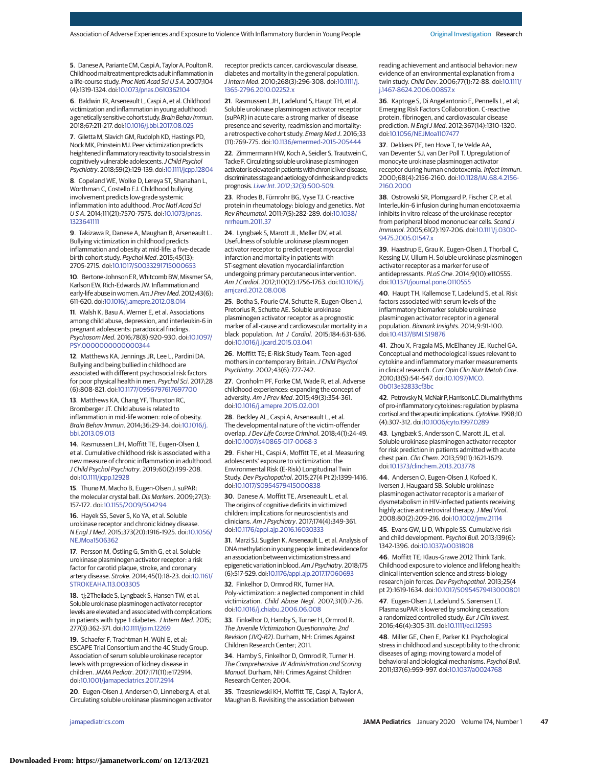5. Danese A, Pariante CM, Caspi A, Taylor A, Poulton R. Childhood maltreatment predicts adult inflammation in a life-course study. *Proc Natl Acad Sci U S A*. 2007;104 (4):1319-1324. doi:10.1073/pnas.0610362104

6. Baldwin JR, Arseneault L, Caspi A, et al. Childhood victimization and inflammation in young adulthood: a genetically sensitive cohort study. *Brain Behav Immun*. 2018;67:211-217. doi:10.1016/j.bbi.2017.08.025

7. Giletta M, Slavich GM, Rudolph KD, Hastings PD, Nock MK, Prinstein MJ. Peer victimization predicts heightened inflammatory reactivity to social stress in cognitively vulnerable adolescents. *J Child Psychol Psychiatry*. 2018;59(2):129-139. doi:10.1111/jcpp.12804

8. Copeland WE, Wolke D, Lereya ST, Shanahan L, Worthman C, Costello EJ. Childhood bullying involvement predicts low-grade systemic inflammation into adulthood. *Proc Natl Acad Sci U S A*. 2014;111(21):7570-7575. doi:10.1073/pnas.1323641111

9. Takizawa R, Danese A, Maughan B, Arseneault L. Bullying victimization in childhood predicts inflammation and obesity at mid-life: a five-decade birth cohort study. *Psychol Med*. 2015;45(13): 2705-2715. doi:10.1017/S0033291715000653

10. Bertone-Johnson ER, Whitcomb BW, Missmer SA, Karlson EW, Rich-Edwards JW. Inflammation and early-life abuse in women. *Am J Prev Med*. 2012;43(6): 611-620. doi:10.1016/j.amepre.2012.08.014

11. Walsh K, Basu A, Werner E, et al. Associations among child abuse, depression, and interleukin-6 in pregnant adolescents: paradoxical findings. *Psychosom Med*. 2016;78(8):920-930. doi:10.1097/PSY.0000000000000344

12. Matthews KA, Jennings JR, Lee L, Pardini DA. Bullying and being bullied in childhood are associated with different psychosocial risk factors for poor physical health in men. *Psychol Sci*. 2017;28 (6):808-821. doi:10.1177/0956797617697700

13. Matthews KA, Chang YF, Thurston RC, Bromberger JT. Child abuse is related to inflammation in mid-life women: role of obesity. *Brain Behav Immun*. 2014;36:29-34. doi:10.1016/j.bbi.2013.09.013

14. Rasmussen LJH, Moffitt TE, Eugen-Olsen J, et al. Cumulative childhood risk is associated with a new measure of chronic inflammation in adulthood. *J Child Psychol Psychiatry*. 2019;60(2):199-208. doi:10.1111/jcpp.12928

15. Thunø M, Macho B, Eugen-Olsen J. suPAR: the molecular crystal ball. *Dis Markers*. 2009;27(3): 157-172. doi:10.1155/2009/504294

16. Hayek SS, Sever S, Ko YA, et al. Soluble urokinase receptor and chronic kidney disease. *N Engl J Med*. 2015;373(20):1916-1925. doi:10.1056/NEJMoa1506362

17. Persson M, Östling G, Smith G, et al. Soluble urokinase plasminogen activator receptor: a risk factor for carotid plaque, stroke, and coronary artery disease. *Stroke*. 2014;45(1):18-23. doi:10.1161/STROKEAHA.113.003305

18. tj;2Theilade S, Lyngbaek S, Hansen TW, et al. Soluble urokinase plasminogen activator receptor levels are elevated and associated with complications in patients with type 1 diabetes. *J Intern Med*. 2015; 277(3):362-371. doi:10.1111/joim.12269

19. Schaefer F, Trachtman H, Wühl E, et al; ESCAPE Trial Consortium and the 4C Study Group. Association of serum soluble urokinase receptor levels with progression of kidney disease in children. *JAMA Pediatr*. 2017;171(11):e172914. doi:10.1001/jamapediatrics.2017.2914

20. Eugen-Olsen J, Andersen O, Linneberg A, et al. Circulating soluble urokinase plasminogen activator receptor predicts cancer, cardiovascular disease, diabetes and mortality in the general population. *J Intern Med*. 2010;268(3):296-308. doi:10.1111/j.1365-2796.2010.02252.x

21. Rasmussen LJH, Ladelund S, Haupt TH, et al. Soluble urokinase plasminogen activator receptor (suPAR) in acute care: a strong marker of disease presence and severity, readmission and mortality: a retrospective cohort study. *Emerg Med J*. 2016;33 (11):769-775. doi:10.1136/emermed-2015-205444

22. Zimmermann HW, Koch A, Seidler S, Trautwein C, Tacke F. Circulating soluble urokinase plasminogen activator is elevated in patients with chronic liver disease, discriminates stage and aetiology of cirrhosis and predicts prognosis. *Liver Int*. 2012;32(3):500-509.

23. Rhodes B, Fürnrohr BG, Vyse TJ. C-reactive protein in rheumatology: biology and genetics. *Nat Rev Rheumatol*. 2011;7(5):282-289. doi:10.1038/nrrheum.2011.37

24. Lyngbæk S, Marott JL, Møller DV, et al. Usefulness of soluble urokinase plasminogen activator receptor to predict repeat myocardial infarction and mortality in patients with ST-segment elevation myocardial infarction undergoing primary percutaneous intervention. *Am J Cardiol*. 2012;110(12):1756-1763. doi:10.1016/j.amjcard.2012.08.008

25. Botha S, Fourie CM, Schutte R, Eugen-Olsen J, Pretorius R, Schutte AE. Soluble urokinase plasminogen activator receptor as a prognostic marker of all-cause and cardiovascular mortality in a black population. *Int J Cardiol*. 2015;184:631-636. doi:10.1016/j.ijcard.2015.03.041

26. Moffitt TE; E-Risk Study Team. Teen-aged mothers in contemporary Britain. *J Child Psychol Psychiatry*. 2002;43(6):727-742.

27. Cronholm PF, Forke CM, Wade R, et al. Adverse childhood experiences: expanding the concept of adversity. *Am J Prev Med*. 2015;49(3):354-361. doi:10.1016/j.amepre.2015.02.001

28. Beckley AL, Caspi A, Arseneault L, et al. The developmental nature of the victim-offender overlap. *J Dev Life Course Criminol*. 2018;4(1):24-49. doi:10.1007/s40865-017-0068-3

29. Fisher HL, Caspi A, Moffitt TE, et al. Measuring adolescents' exposure to victimization: the Environmental Risk (E-Risk) Longitudinal Twin Study. *Dev Psychopathol*. 2015;27(4 Pt 2):1399-1416. doi:10.1017/S0954579415000838

30. Danese A, Moffitt TE, Arseneault L, et al. The origins of cognitive deficits in victimized children: implications for neuroscientists and clinicians. *Am J Psychiatry*. 2017;174(4):349-361. doi:10.1176/appi.ajp.2016.16030333

31. Marzi SJ, Sugden K, Arseneault L, et al. Analysis of DNA methylation in young people: limited evidence for an association between victimization stress and epigenetic variation in blood. *Am J Psychiatry*. 2018;175 (6):517-529. doi:10.1176/appi.ajp.2017.17060693

32. Finkelhor D, Ormrod RK, Turner HA. Poly-victimization: a neglected component in child victimization. *Child Abuse Negl*. 2007;31(1):7-26. doi:10.1016/j.chiabu.2006.06.008

33. Finkelhor D, Hamby S, Turner H, Ormrod R. *The Juvenile Victimization Questionnaire: 2nd Revision (JVQ-R2)*. Durham, NH: Crimes Against Children Research Center; 2011.

34. Hamby S, Finkelhor D, Ormrod R, Turner H. *The Comprehensive JV Administration and Scoring Manual*. Durham, NH: Crimes Against Children Research Center; 2004.

35. Trzesniewski KH, Moffitt TE, Caspi A, Taylor A, Maughan B. Revisiting the association between reading achievement and antisocial behavior: new evidence of an environmental explanation from a twin study. *Child Dev*. 2006;77(1):72-88. doi:10.1111/j.1467-8624.2006.00857.x

36. Kaptoge S, Di Angelantonio E, Pennells L, et al; Emerging Risk Factors Collaboration. C-reactive protein, fibrinogen, and cardiovascular disease prediction. *N Engl J Med*. 2012;367(14):1310-1320. doi:10.1056/NEJMoa1107477

37. Dekkers PE, ten Hove T, te Velde AA, van Deventer SJ, van Der Poll T. Upregulation of monocyte urokinase plasminogen activator receptor during human endotoxemia. *Infect Immun*. 2000;68(4):2156-2160. doi:10.1128/IAI.68.4.2156-2160.2000

38. Ostrowski SR, Plomgaard P, Fischer CP, et al. Interleukin-6 infusion during human endotoxaemia inhibits in vitro release of the urokinase receptor from peripheral blood mononuclear cells. *Scand J Immunol*. 2005;61(2):197-206. doi:10.1111/j.0300-9475.2005.01547.x

39. Haastrup E, Grau K, Eugen-Olsen J, Thorball C, Kessing LV, Ullum H. Soluble urokinase plasminogen activator receptor as a marker for use of antidepressants. *PLoS One*. 2014;9(10):e110555. doi:10.1371/journal.pone.0110555

40. Haupt TH, Kallemose T, Ladelund S, et al. Risk factors associated with serum levels of the inflammatory biomarker soluble urokinase plasminogen activator receptor in a general population. *Biomark Insights*. 2014;9:91-100. doi:10.4137/BMI.S19876

41. Zhou X, Fragala MS, McElhaney JE, Kuchel GA. Conceptual and methodological issues relevant to cytokine and inflammatory marker measurements in clinical research. *Curr Opin Clin Nutr Metab Care*. 2010;13(5):541-547. doi:10.1097/MCO.0b013e32833cf3bc

42. Petrovsky N, McNair P, Harrison LC. Diurnal rhythms of pro-inflammatory cytokines: regulation by plasma cortisol and therapeutic implications. *Cytokine*. 1998;10 (4):307-312. doi:10.1006/cyto.1997.0289

43. Lyngbæk S, Andersson C, Marott JL, et al. Soluble urokinase plasminogen activator receptor for risk prediction in patients admitted with acute chest pain. *Clin Chem*. 2013;59(11):1621-1629. doi:10.1373/clinchem.2013.203778

44. Andersen O, Eugen-Olsen J, Kofoed K, Iversen J, Haugaard SB. Soluble urokinase plasminogen activator receptor is a marker of dysmetabolism in HIV-infected patients receiving highly active antiretroviral therapy. *J Med Virol*. 2008;80(2):209-216. doi:10.1002/jmv.21114

45. Evans GW, Li D, Whipple SS. Cumulative risk and child development. *Psychol Bull*. 2013;139(6): 1342-1396. doi:10.1037/a0031808

46. Moffitt TE; Klaus-Grawe 2012 Think Tank. Childhood exposure to violence and lifelong health: clinical intervention science and stress-biology research join forces. *Dev Psychopathol*. 2013;25(4 pt 2):1619-1634. doi:10.1017/S0954579413000801

47. Eugen-Olsen J, Ladelund S, Sørensen LT. Plasma suPAR is lowered by smoking cessation: a randomized controlled study. *Eur J Clin Invest*. 2016;46(4):305-311. doi:10.1111/eci.12593

48. Miller GE, Chen E, Parker KJ. Psychological stress in childhood and susceptibility to the chronic diseases of aging: moving toward a model of behavioral and biological mechanisms. *Psychol Bull*. 2011;137(6):959-997. doi:10.1037/a0024768